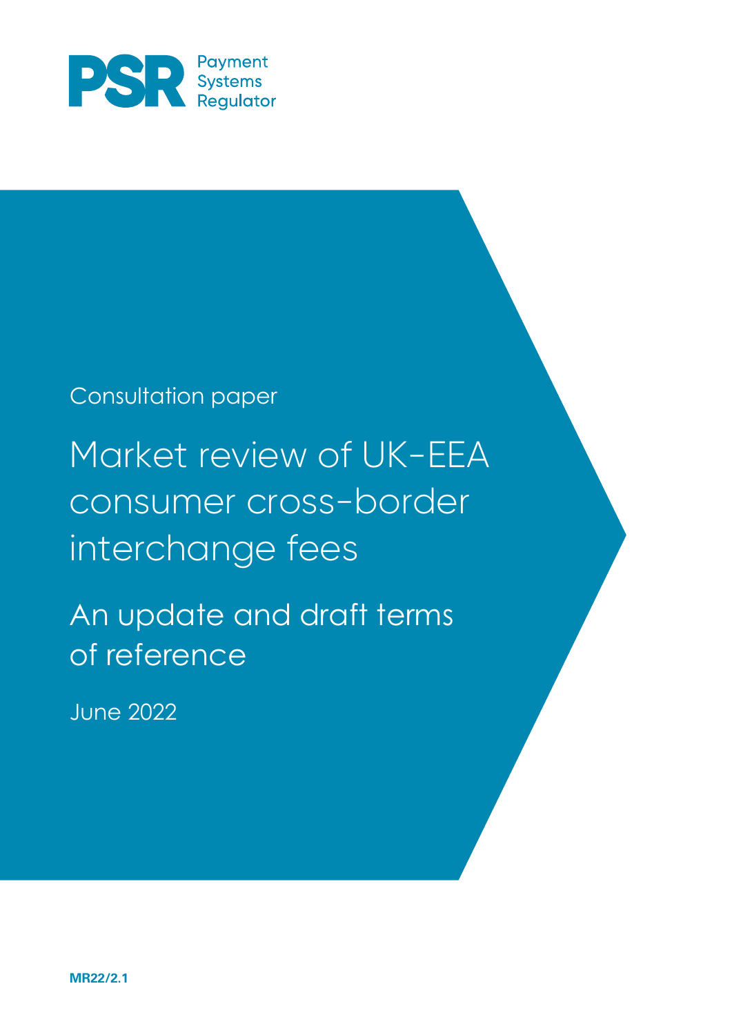PSR Payment Systems Regulator

Consultation paper

# Market review of UK-EEA consumer cross-border interchange fees

## An update and draft terms of reference

June 2022

**MR22/2.1**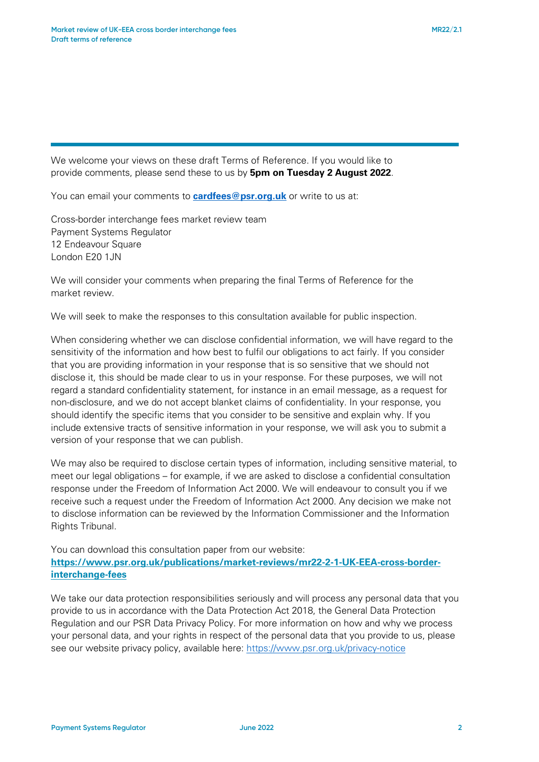We welcome your views on these draft Terms of Reference. If you would like to provide comments, please send these to us by **5pm on Tuesday 2 August 2022**.

You can email your comments to **cardfees@psr.org.uk** or write to us at:

Cross-border interchange fees market review team
Payment Systems Regulator
12 Endeavour Square
London E20 1JN

We will consider your comments when preparing the final Terms of Reference for the market review.

We will seek to make the responses to this consultation available for public inspection.

When considering whether we can disclose confidential information, we will have regard to the sensitivity of the information and how best to fulfil our obligations to act fairly. If you consider that you are providing information in your response that is so sensitive that we should not disclose it, this should be made clear to us in your response. For these purposes, we will not regard a standard confidentiality statement, for instance in an email message, as a request for non-disclosure, and we do not accept blanket claims of confidentiality. In your response, you should identify the specific items that you consider to be sensitive and explain why. If you include extensive tracts of sensitive information in your response, we will ask you to submit a version of your response that we can publish.

We may also be required to disclose certain types of information, including sensitive material, to meet our legal obligations – for example, if we are asked to disclose a confidential consultation response under the Freedom of Information Act 2000. We will endeavour to consult you if we receive such a request under the Freedom of Information Act 2000. Any decision we make not to disclose information can be reviewed by the Information Commissioner and the Information Rights Tribunal.

You can download this consultation paper from our website:
**https://www.psr.org.uk/publications/market-reviews/mr22-2-1-UK-EEA-cross-border-interchange-fees**

We take our data protection responsibilities seriously and will process any personal data that you provide to us in accordance with the Data Protection Act 2018, the General Data Protection Regulation and our PSR Data Privacy Policy. For more information on how and why we process your personal data, and your rights in respect of the personal data that you provide to us, please see our website privacy policy, available here: https://www.psr.org.uk/privacy-notice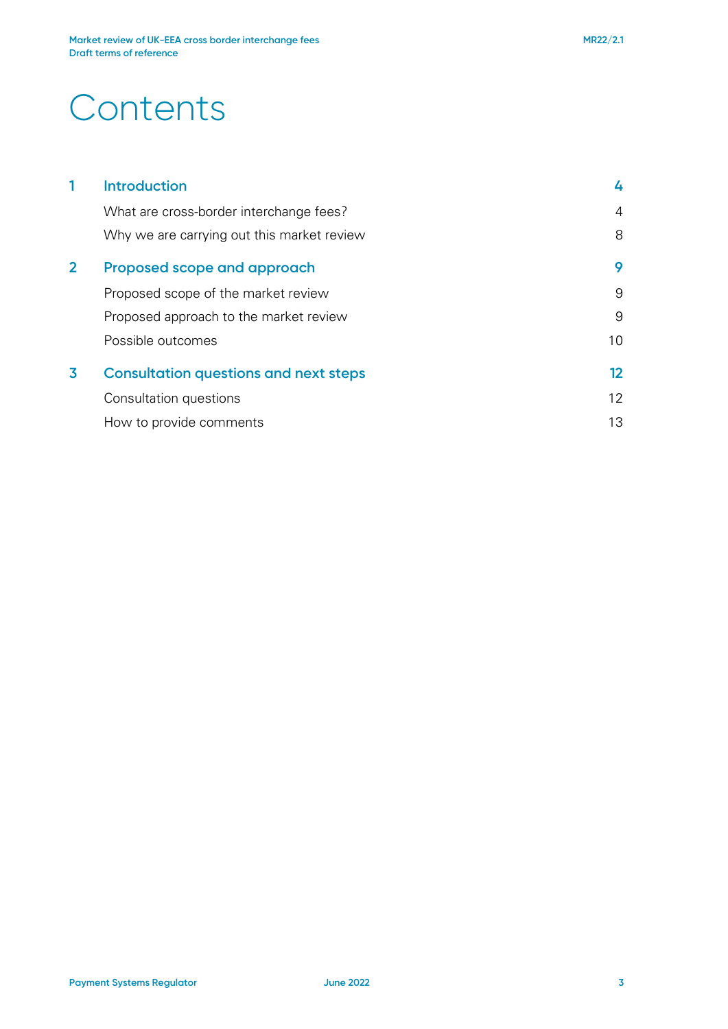# Contents

| | | |
|---|---|---|
| **1** | **Introduction** | **4** |
| | What are cross-border interchange fees? | 4 |
| | Why we are carrying out this market review | 8 |
| **2** | **Proposed scope and approach** | **9** |
| | Proposed scope of the market review | 9 |
| | Proposed approach to the market review | 9 |
| | Possible outcomes | 10 |
| **3** | **Consultation questions and next steps** | **12** |
| | Consultation questions | 12 |
| | How to provide comments | 13 |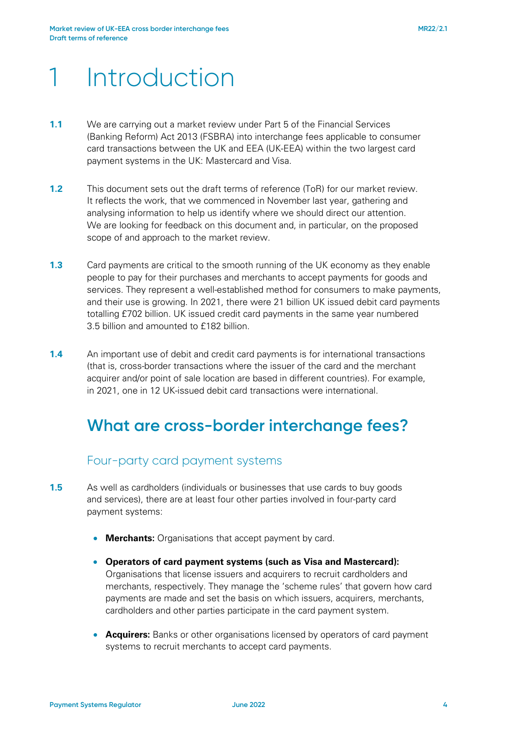# 1 Introduction

**1.1** We are carrying out a market review under Part 5 of the Financial Services (Banking Reform) Act 2013 (FSBRA) into interchange fees applicable to consumer card transactions between the UK and EEA (UK-EEA) within the two largest card payment systems in the UK: Mastercard and Visa.

**1.2** This document sets out the draft terms of reference (ToR) for our market review. It reflects the work, that we commenced in November last year, gathering and analysing information to help us identify where we should direct our attention. We are looking for feedback on this document and, in particular, on the proposed scope of and approach to the market review.

**1.3** Card payments are critical to the smooth running of the UK economy as they enable people to pay for their purchases and merchants to accept payments for goods and services. They represent a well-established method for consumers to make payments, and their use is growing. In 2021, there were 21 billion UK issued debit card payments totalling £702 billion. UK issued credit card payments in the same year numbered 3.5 billion and amounted to £182 billion.

**1.4** An important use of debit and credit card payments is for international transactions (that is, cross-border transactions where the issuer of the card and the merchant acquirer and/or point of sale location are based in different countries). For example, in 2021, one in 12 UK-issued debit card transactions were international.

## What are cross-border interchange fees?

### Four-party card payment systems

**1.5** As well as cardholders (individuals or businesses that use cards to buy goods and services), there are at least four other parties involved in four-party card payment systems:

- **Merchants:** Organisations that accept payment by card.
- **Operators of card payment systems (such as Visa and Mastercard):** Organisations that license issuers and acquirers to recruit cardholders and merchants, respectively. They manage the 'scheme rules' that govern how card payments are made and set the basis on which issuers, acquirers, merchants, cardholders and other parties participate in the card payment system.
- **Acquirers:** Banks or other organisations licensed by operators of card payment systems to recruit merchants to accept card payments.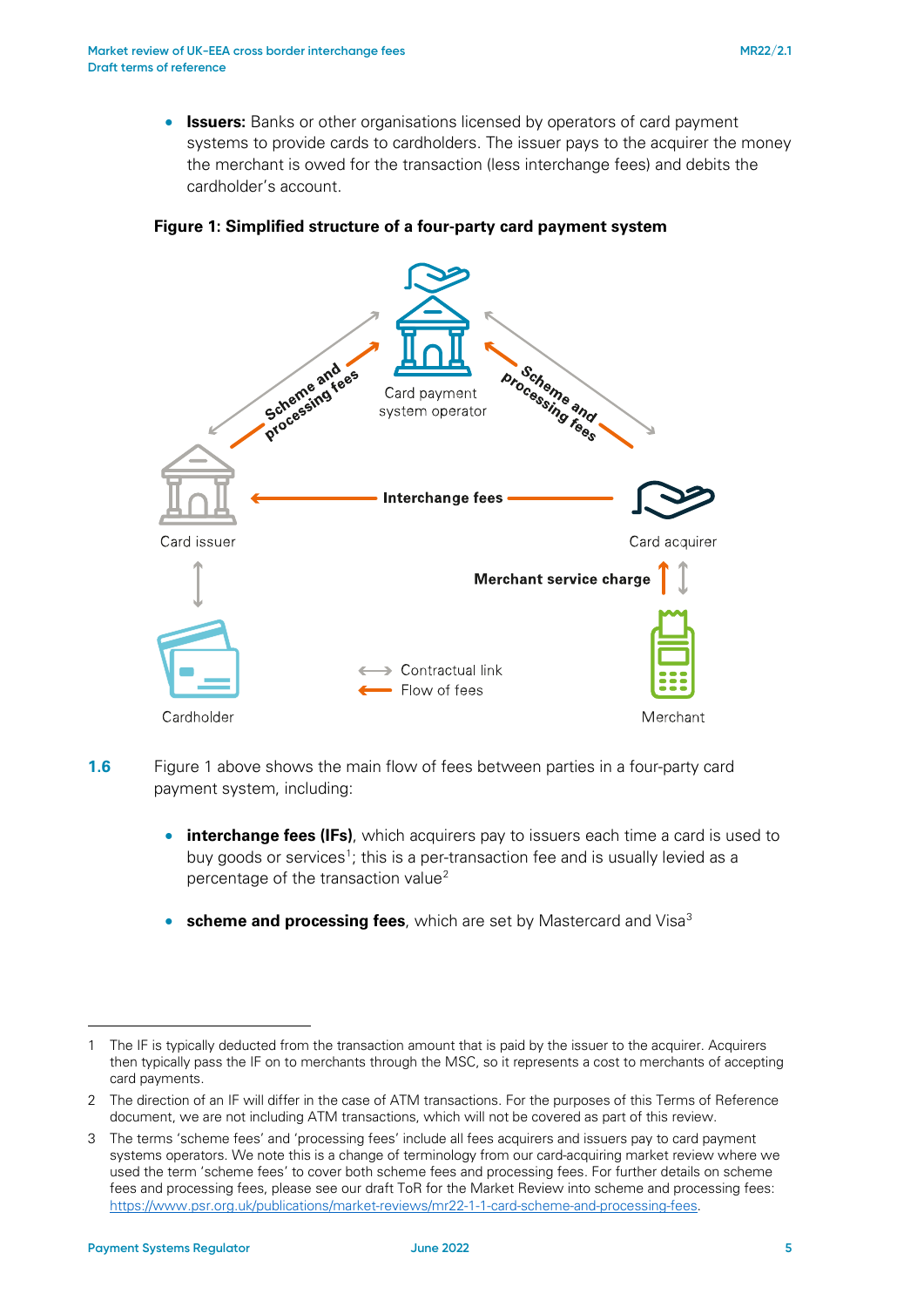- **Issuers:** Banks or other organisations licensed by operators of card payment systems to provide cards to cardholders. The issuer pays to the acquirer the money the merchant is owed for the transaction (less interchange fees) and debits the cardholder's account.

**Figure 1: Simplified structure of a four-party card payment system**

1.6 Figure 1 above shows the main flow of fees between parties in a four-party card payment system, including:

- **interchange fees (IFs)**, which acquirers pay to issuers each time a card is used to buy goods or services[1]; this is a per-transaction fee and is usually levied as a percentage of the transaction value[2]
- **scheme and processing fees**, which are set by Mastercard and Visa[3]

---

1 The IF is typically deducted from the transaction amount that is paid by the issuer to the acquirer. Acquirers then typically pass the IF on to merchants through the MSC, so it represents a cost to merchants of accepting card payments.

2 The direction of an IF will differ in the case of ATM transactions. For the purposes of this Terms of Reference document, we are not including ATM transactions, which will not be covered as part of this review.

3 The terms 'scheme fees' and 'processing fees' include all fees acquirers and issuers pay to card payment systems operators. We note this is a change of terminology from our card-acquiring market review where we used the term 'scheme fees' to cover both scheme fees and processing fees. For further details on scheme fees and processing fees, please see our draft ToR for the Market Review into scheme and processing fees: https://www.psr.org.uk/publications/market-reviews/mr22-1-1-card-scheme-and-processing-fees.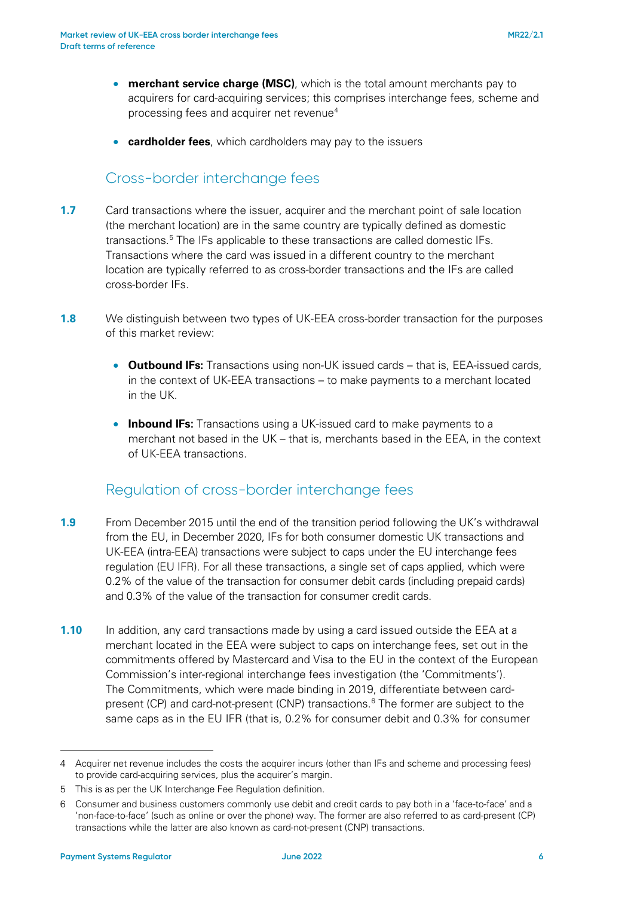- **merchant service charge (MSC)**, which is the total amount merchants pay to acquirers for card-acquiring services; this comprises interchange fees, scheme and processing fees and acquirer net revenue[4]

- **cardholder fees**, which cardholders may pay to the issuers

## Cross-border interchange fees

**1.7** Card transactions where the issuer, acquirer and the merchant point of sale location (the merchant location) are in the same country are typically defined as domestic transactions.[5] The IFs applicable to these transactions are called domestic IFs. Transactions where the card was issued in a different country to the merchant location are typically referred to as cross-border transactions and the IFs are called cross-border IFs.

**1.8** We distinguish between two types of UK-EEA cross-border transaction for the purposes of this market review:

- **Outbound IFs:** Transactions using non-UK issued cards – that is, EEA-issued cards, in the context of UK-EEA transactions – to make payments to a merchant located in the UK.

- **Inbound IFs:** Transactions using a UK-issued card to make payments to a merchant not based in the UK – that is, merchants based in the EEA, in the context of UK-EEA transactions.

## Regulation of cross-border interchange fees

**1.9** From December 2015 until the end of the transition period following the UK's withdrawal from the EU, in December 2020, IFs for both consumer domestic UK transactions and UK-EEA (intra-EEA) transactions were subject to caps under the EU interchange fees regulation (EU IFR). For all these transactions, a single set of caps applied, which were 0.2% of the value of the transaction for consumer debit cards (including prepaid cards) and 0.3% of the value of the transaction for consumer credit cards.

**1.10** In addition, any card transactions made by using a card issued outside the EEA at a merchant located in the EEA were subject to caps on interchange fees, set out in the commitments offered by Mastercard and Visa to the EU in the context of the European Commission's inter-regional interchange fees investigation (the 'Commitments'). The Commitments, which were made binding in 2019, differentiate between card-present (CP) and card-not-present (CNP) transactions.[6] The former are subject to the same caps as in the EU IFR (that is, 0.2% for consumer debit and 0.3% for consumer

---

4 Acquirer net revenue includes the costs the acquirer incurs (other than IFs and scheme and processing fees) to provide card-acquiring services, plus the acquirer's margin.

5 This is as per the UK Interchange Fee Regulation definition.

6 Consumer and business customers commonly use debit and credit cards to pay both in a 'face-to-face' and a 'non-face-to-face' (such as online or over the phone) way. The former are also referred to as card-present (CP) transactions while the latter are also known as card-not-present (CNP) transactions.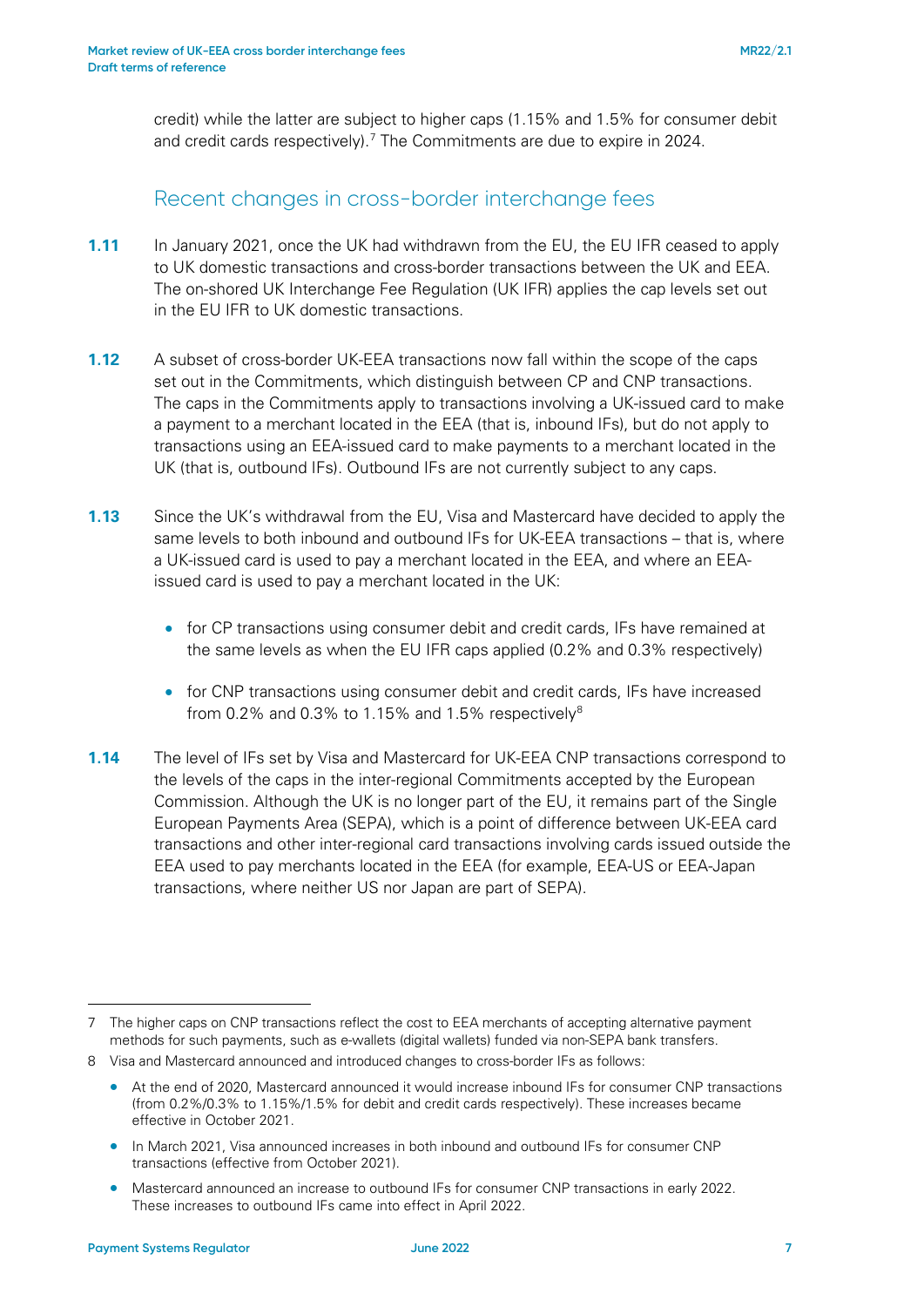credit) while the latter are subject to higher caps (1.15% and 1.5% for consumer debit and credit cards respectively).[7] The Commitments are due to expire in 2024.

## Recent changes in cross-border interchange fees

**1.11** In January 2021, once the UK had withdrawn from the EU, the EU IFR ceased to apply to UK domestic transactions and cross-border transactions between the UK and EEA. The on-shored UK Interchange Fee Regulation (UK IFR) applies the cap levels set out in the EU IFR to UK domestic transactions.

**1.12** A subset of cross-border UK-EEA transactions now fall within the scope of the caps set out in the Commitments, which distinguish between CP and CNP transactions. The caps in the Commitments apply to transactions involving a UK-issued card to make a payment to a merchant located in the EEA (that is, inbound IFs), but do not apply to transactions using an EEA-issued card to make payments to a merchant located in the UK (that is, outbound IFs). Outbound IFs are not currently subject to any caps.

**1.13** Since the UK's withdrawal from the EU, Visa and Mastercard have decided to apply the same levels to both inbound and outbound IFs for UK-EEA transactions – that is, where a UK-issued card is used to pay a merchant located in the EEA, and where an EEA-issued card is used to pay a merchant located in the UK:

- for CP transactions using consumer debit and credit cards, IFs have remained at the same levels as when the EU IFR caps applied (0.2% and 0.3% respectively)
- for CNP transactions using consumer debit and credit cards, IFs have increased from 0.2% and 0.3% to 1.15% and 1.5% respectively[8]

**1.14** The level of IFs set by Visa and Mastercard for UK-EEA CNP transactions correspond to the levels of the caps in the inter-regional Commitments accepted by the European Commission. Although the UK is no longer part of the EU, it remains part of the Single European Payments Area (SEPA), which is a point of difference between UK-EEA card transactions and other inter-regional card transactions involving cards issued outside the EEA used to pay merchants located in the EEA (for example, EEA-US or EEA-Japan transactions, where neither US nor Japan are part of SEPA).

---

7 The higher caps on CNP transactions reflect the cost to EEA merchants of accepting alternative payment methods for such payments, such as e-wallets (digital wallets) funded via non-SEPA bank transfers.

8 Visa and Mastercard announced and introduced changes to cross-border IFs as follows:

- At the end of 2020, Mastercard announced it would increase inbound IFs for consumer CNP transactions (from 0.2%/0.3% to 1.15%/1.5% for debit and credit cards respectively). These increases became effective in October 2021.
- In March 2021, Visa announced increases in both inbound and outbound IFs for consumer CNP transactions (effective from October 2021).
- Mastercard announced an increase to outbound IFs for consumer CNP transactions in early 2022. These increases to outbound IFs came into effect in April 2022.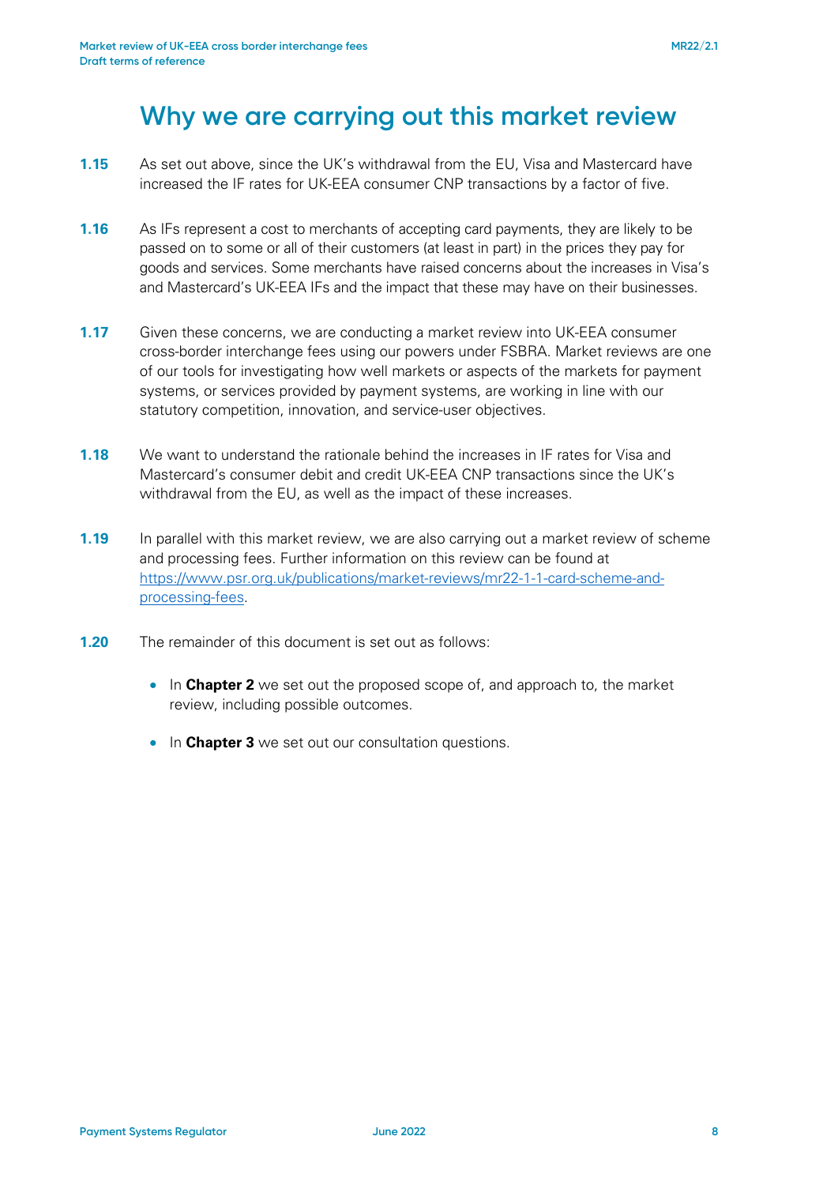## Why we are carrying out this market review

**1.15** As set out above, since the UK's withdrawal from the EU, Visa and Mastercard have increased the IF rates for UK-EEA consumer CNP transactions by a factor of five.

**1.16** As IFs represent a cost to merchants of accepting card payments, they are likely to be passed on to some or all of their customers (at least in part) in the prices they pay for goods and services. Some merchants have raised concerns about the increases in Visa's and Mastercard's UK-EEA IFs and the impact that these may have on their businesses.

**1.17** Given these concerns, we are conducting a market review into UK-EEA consumer cross-border interchange fees using our powers under FSBRA. Market reviews are one of our tools for investigating how well markets or aspects of the markets for payment systems, or services provided by payment systems, are working in line with our statutory competition, innovation, and service-user objectives.

**1.18** We want to understand the rationale behind the increases in IF rates for Visa and Mastercard's consumer debit and credit UK-EEA CNP transactions since the UK's withdrawal from the EU, as well as the impact of these increases.

**1.19** In parallel with this market review, we are also carrying out a market review of scheme and processing fees. Further information on this review can be found at [https://www.psr.org.uk/publications/market-reviews/mr22-1-1-card-scheme-and-processing-fees](https://www.psr.org.uk/publications/market-reviews/mr22-1-1-card-scheme-and-processing-fees).

**1.20** The remainder of this document is set out as follows:

- In **Chapter 2** we set out the proposed scope of, and approach to, the market review, including possible outcomes.
- In **Chapter 3** we set out our consultation questions.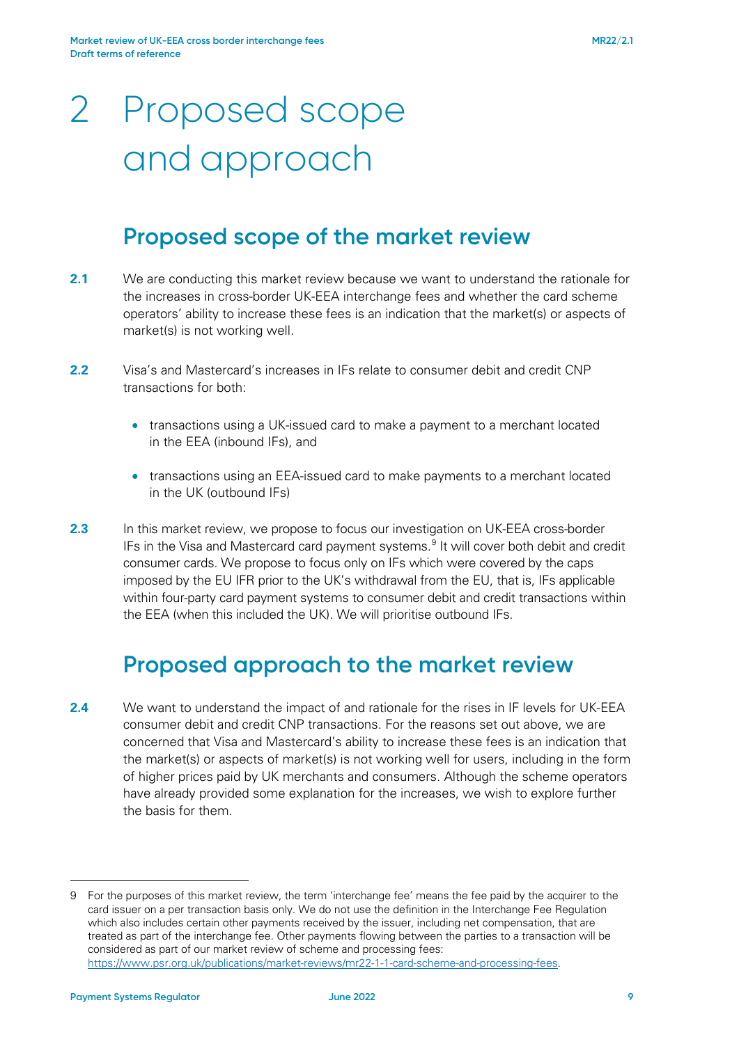# 2 Proposed scope and approach

## Proposed scope of the market review

**2.1** We are conducting this market review because we want to understand the rationale for the increases in cross-border UK-EEA interchange fees and whether the card scheme operators' ability to increase these fees is an indication that the market(s) or aspects of market(s) is not working well.

**2.2** Visa's and Mastercard's increases in IFs relate to consumer debit and credit CNP transactions for both:

- transactions using a UK-issued card to make a payment to a merchant located in the EEA (inbound IFs), and
- transactions using an EEA-issued card to make payments to a merchant located in the UK (outbound IFs)

**2.3** In this market review, we propose to focus our investigation on UK-EEA cross-border IFs in the Visa and Mastercard card payment systems.[9] It will cover both debit and credit consumer cards. We propose to focus only on IFs which were covered by the caps imposed by the EU IFR prior to the UK's withdrawal from the EU, that is, IFs applicable within four-party card payment systems to consumer debit and credit transactions within the EEA (when this included the UK). We will prioritise outbound IFs.

## Proposed approach to the market review

**2.4** We want to understand the impact of and rationale for the rises in IF levels for UK-EEA consumer debit and credit CNP transactions. For the reasons set out above, we are concerned that Visa and Mastercard's ability to increase these fees is an indication that the market(s) or aspects of market(s) is not working well for users, including in the form of higher prices paid by UK merchants and consumers. Although the scheme operators have already provided some explanation for the increases, we wish to explore further the basis for them.

---

9 For the purposes of this market review, the term 'interchange fee' means the fee paid by the acquirer to the card issuer on a per transaction basis only. We do not use the definition in the Interchange Fee Regulation which also includes certain other payments received by the issuer, including net compensation, that are treated as part of the interchange fee. Other payments flowing between the parties to a transaction will be considered as part of our market review of scheme and processing fees: https://www.psr.org.uk/publications/market-reviews/mr22-1-1-card-scheme-and-processing-fees.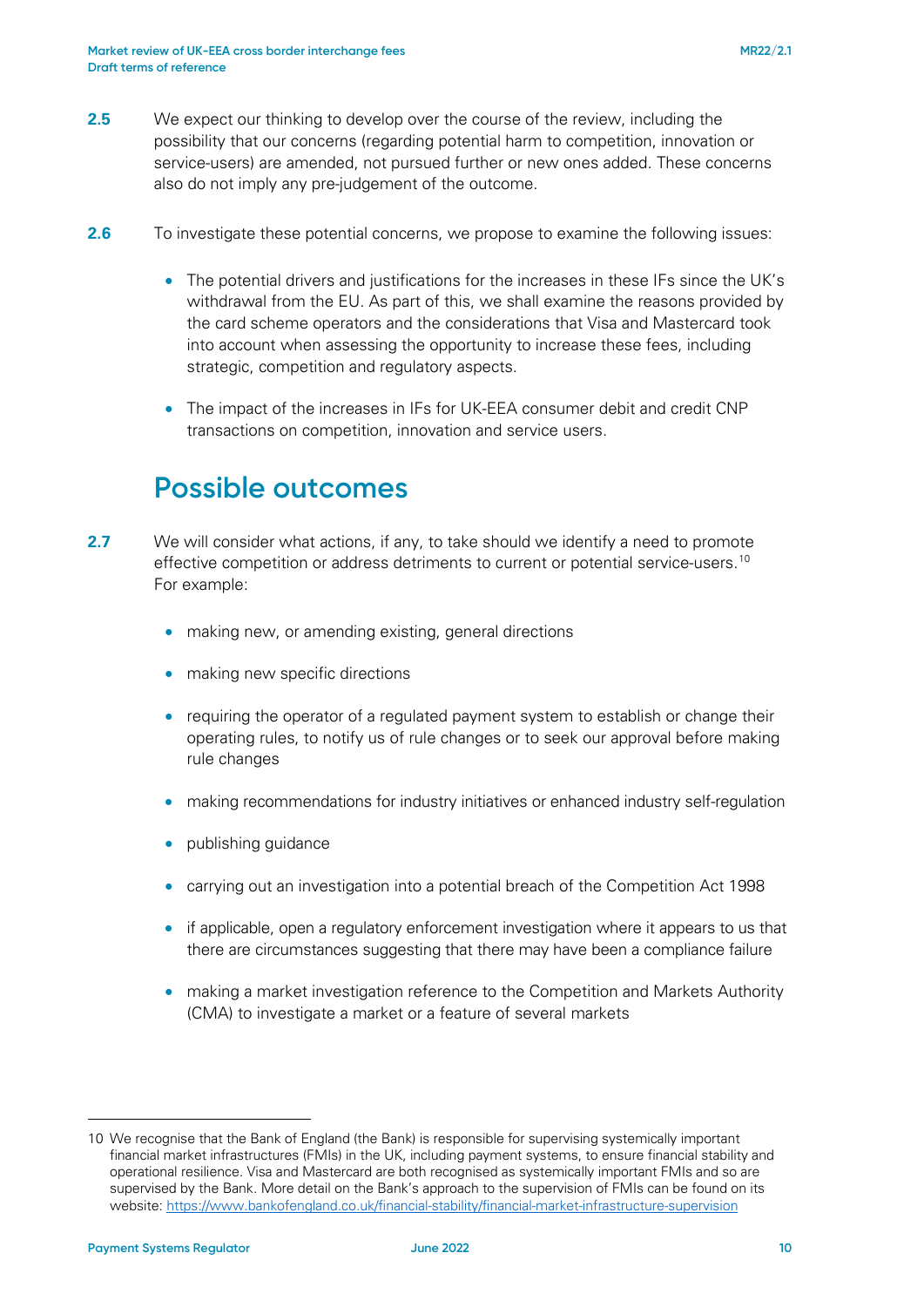**2.5** We expect our thinking to develop over the course of the review, including the possibility that our concerns (regarding potential harm to competition, innovation or service-users) are amended, not pursued further or new ones added. These concerns also do not imply any pre-judgement of the outcome.

**2.6** To investigate these potential concerns, we propose to examine the following issues:

- The potential drivers and justifications for the increases in these IFs since the UK's withdrawal from the EU. As part of this, we shall examine the reasons provided by the card scheme operators and the considerations that Visa and Mastercard took into account when assessing the opportunity to increase these fees, including strategic, competition and regulatory aspects.
- The impact of the increases in IFs for UK-EEA consumer debit and credit CNP transactions on competition, innovation and service users.

## Possible outcomes

**2.7** We will consider what actions, if any, to take should we identify a need to promote effective competition or address detriments to current or potential service-users.[10] For example:

- making new, or amending existing, general directions
- making new specific directions
- requiring the operator of a regulated payment system to establish or change their operating rules, to notify us of rule changes or to seek our approval before making rule changes
- making recommendations for industry initiatives or enhanced industry self-regulation
- publishing guidance
- carrying out an investigation into a potential breach of the Competition Act 1998
- if applicable, open a regulatory enforcement investigation where it appears to us that there are circumstances suggesting that there may have been a compliance failure
- making a market investigation reference to the Competition and Markets Authority (CMA) to investigate a market or a feature of several markets

---

10 We recognise that the Bank of England (the Bank) is responsible for supervising systemically important financial market infrastructures (FMIs) in the UK, including payment systems, to ensure financial stability and operational resilience. Visa and Mastercard are both recognised as systemically important FMIs and so are supervised by the Bank. More detail on the Bank's approach to the supervision of FMIs can be found on its website: https://www.bankofengland.co.uk/financial-stability/financial-market-infrastructure-supervision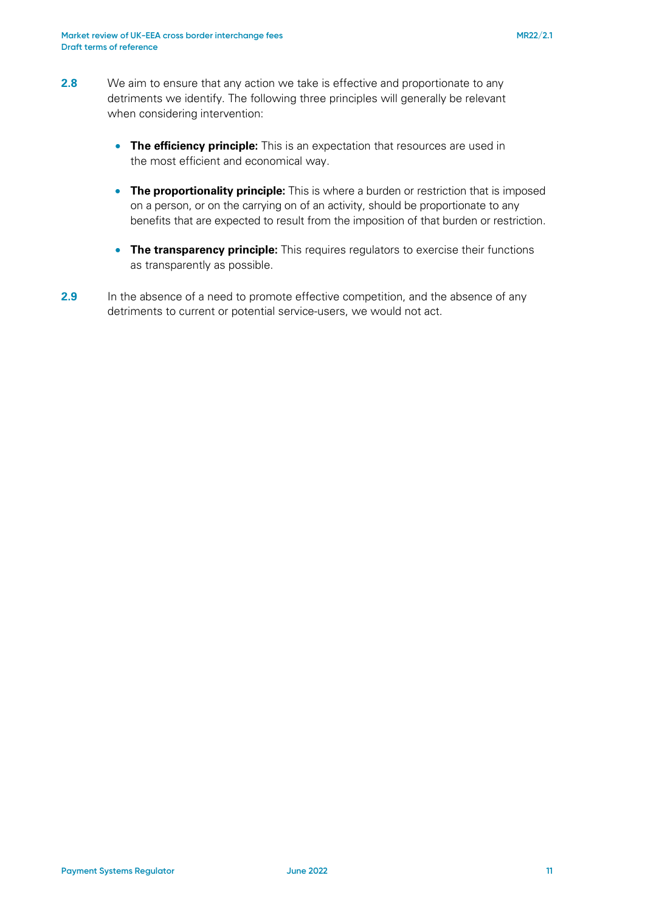**2.8** We aim to ensure that any action we take is effective and proportionate to any detriments we identify. The following three principles will generally be relevant when considering intervention:

- **The efficiency principle:** This is an expectation that resources are used in the most efficient and economical way.
- **The proportionality principle:** This is where a burden or restriction that is imposed on a person, or on the carrying on of an activity, should be proportionate to any benefits that are expected to result from the imposition of that burden or restriction.
- **The transparency principle:** This requires regulators to exercise their functions as transparently as possible.

**2.9** In the absence of a need to promote effective competition, and the absence of any detriments to current or potential service-users, we would not act.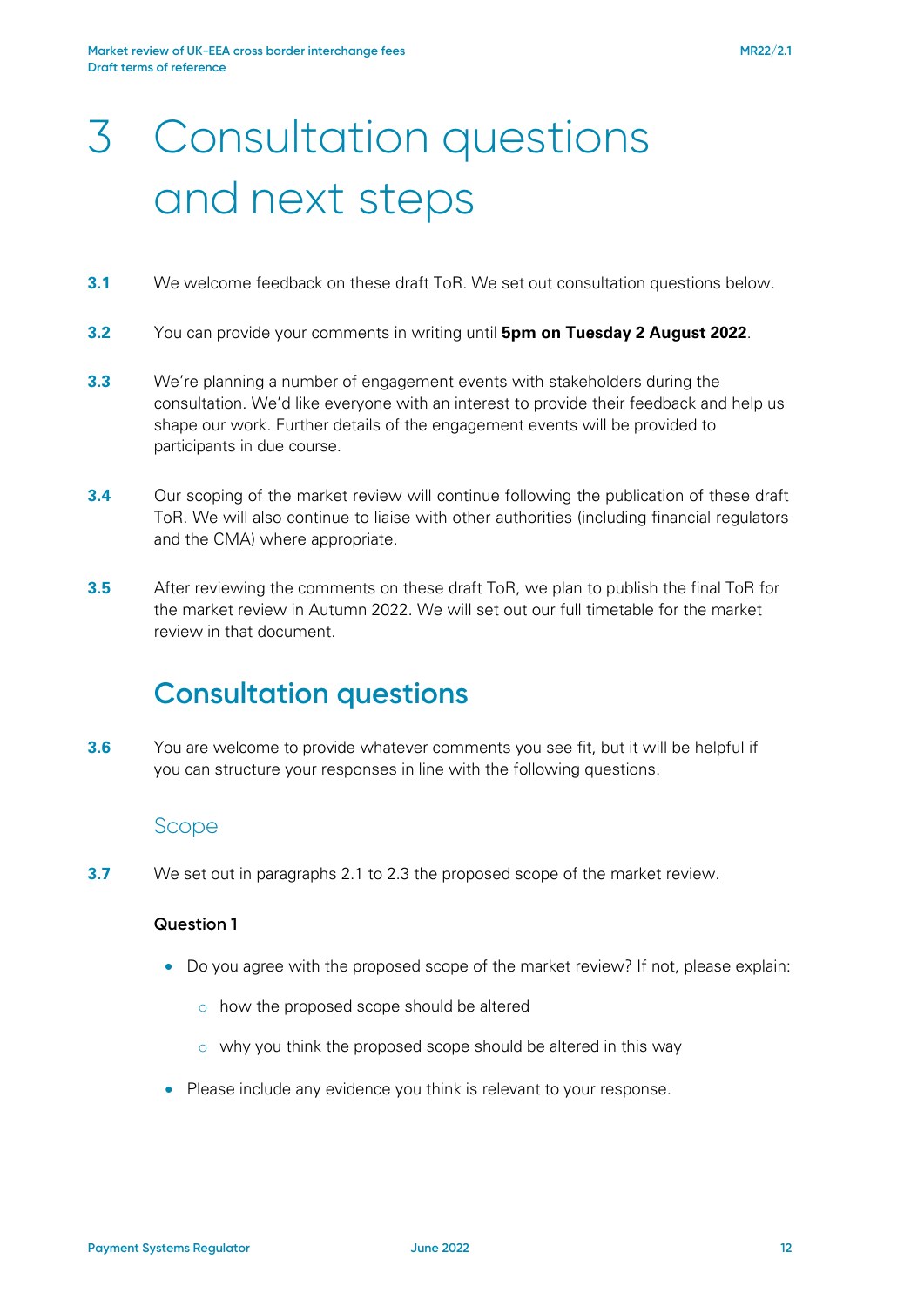# 3 Consultation questions and next steps

**3.1** We welcome feedback on these draft ToR. We set out consultation questions below.

**3.2** You can provide your comments in writing until **5pm on Tuesday 2 August 2022**.

**3.3** We're planning a number of engagement events with stakeholders during the consultation. We'd like everyone with an interest to provide their feedback and help us shape our work. Further details of the engagement events will be provided to participants in due course.

**3.4** Our scoping of the market review will continue following the publication of these draft ToR. We will also continue to liaise with other authorities (including financial regulators and the CMA) where appropriate.

**3.5** After reviewing the comments on these draft ToR, we plan to publish the final ToR for the market review in Autumn 2022. We will set out our full timetable for the market review in that document.

## Consultation questions

**3.6** You are welcome to provide whatever comments you see fit, but it will be helpful if you can structure your responses in line with the following questions.

### Scope

**3.7** We set out in paragraphs 2.1 to 2.3 the proposed scope of the market review.

**Question 1**

- Do you agree with the proposed scope of the market review? If not, please explain:
  - how the proposed scope should be altered
  - why you think the proposed scope should be altered in this way
- Please include any evidence you think is relevant to your response.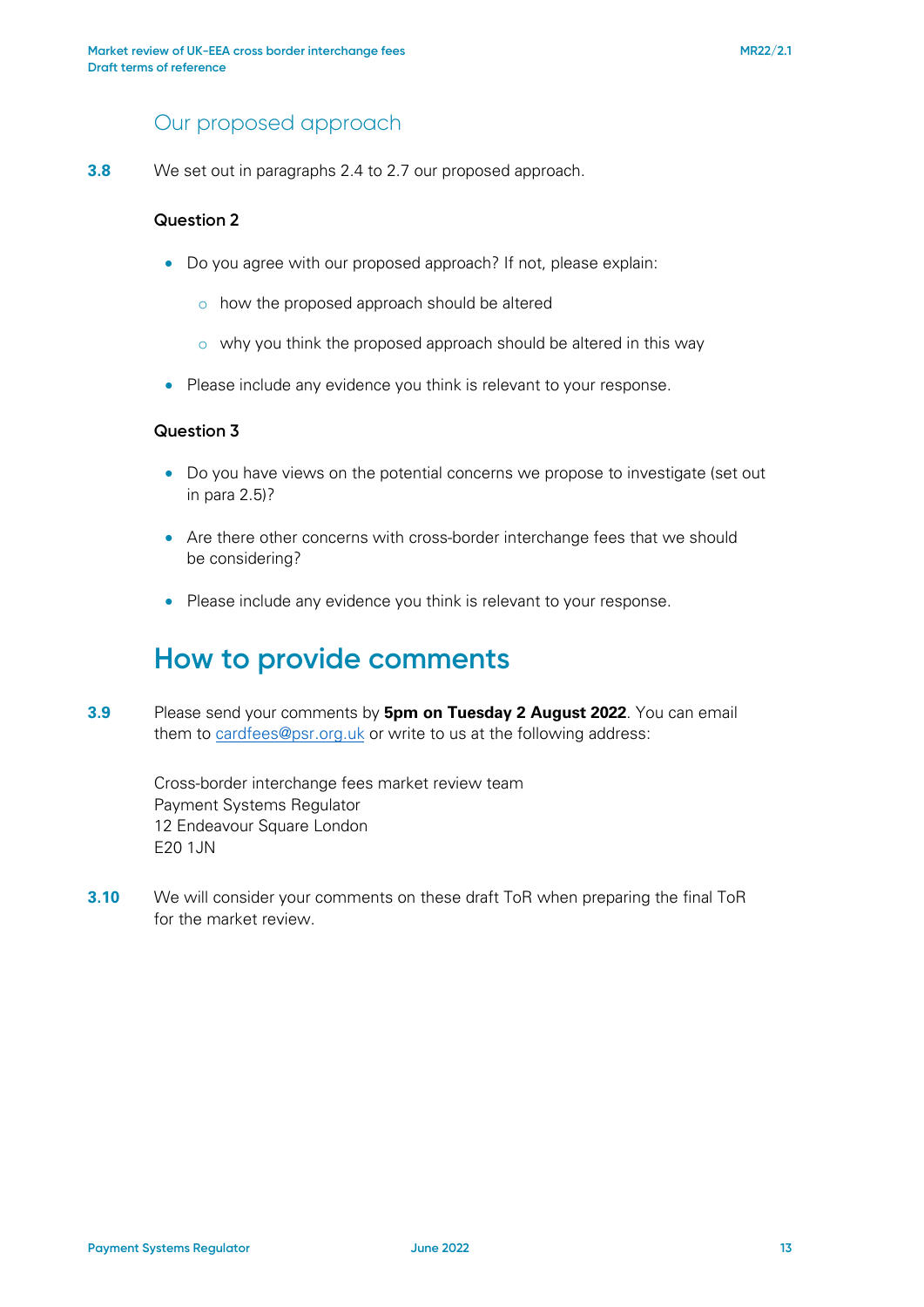### Our proposed approach

**3.8** We set out in paragraphs 2.4 to 2.7 our proposed approach.

**Question 2**

- Do you agree with our proposed approach? If not, please explain:
  - how the proposed approach should be altered
  - why you think the proposed approach should be altered in this way
- Please include any evidence you think is relevant to your response.

**Question 3**

- Do you have views on the potential concerns we propose to investigate (set out in para 2.5)?
- Are there other concerns with cross-border interchange fees that we should be considering?
- Please include any evidence you think is relevant to your response.

## How to provide comments

**3.9** Please send your comments by **5pm on Tuesday 2 August 2022**. You can email them to cardfees@psr.org.uk or write to us at the following address:

Cross-border interchange fees market review team
Payment Systems Regulator
12 Endeavour Square London
E20 1JN

**3.10** We will consider your comments on these draft ToR when preparing the final ToR for the market review.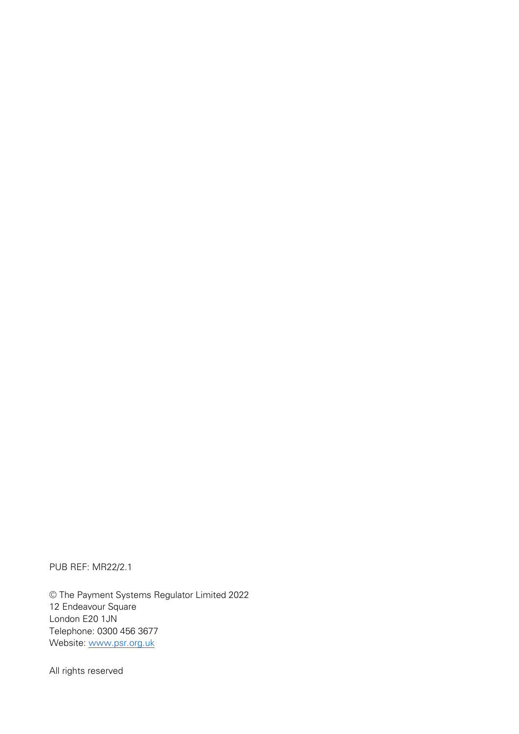PUB REF: MR22/2.1

© The Payment Systems Regulator Limited 2022
12 Endeavour Square
London E20 1JN
Telephone: 0300 456 3677
Website: [www.psr.org.uk](http://www.psr.org.uk)

All rights reserved